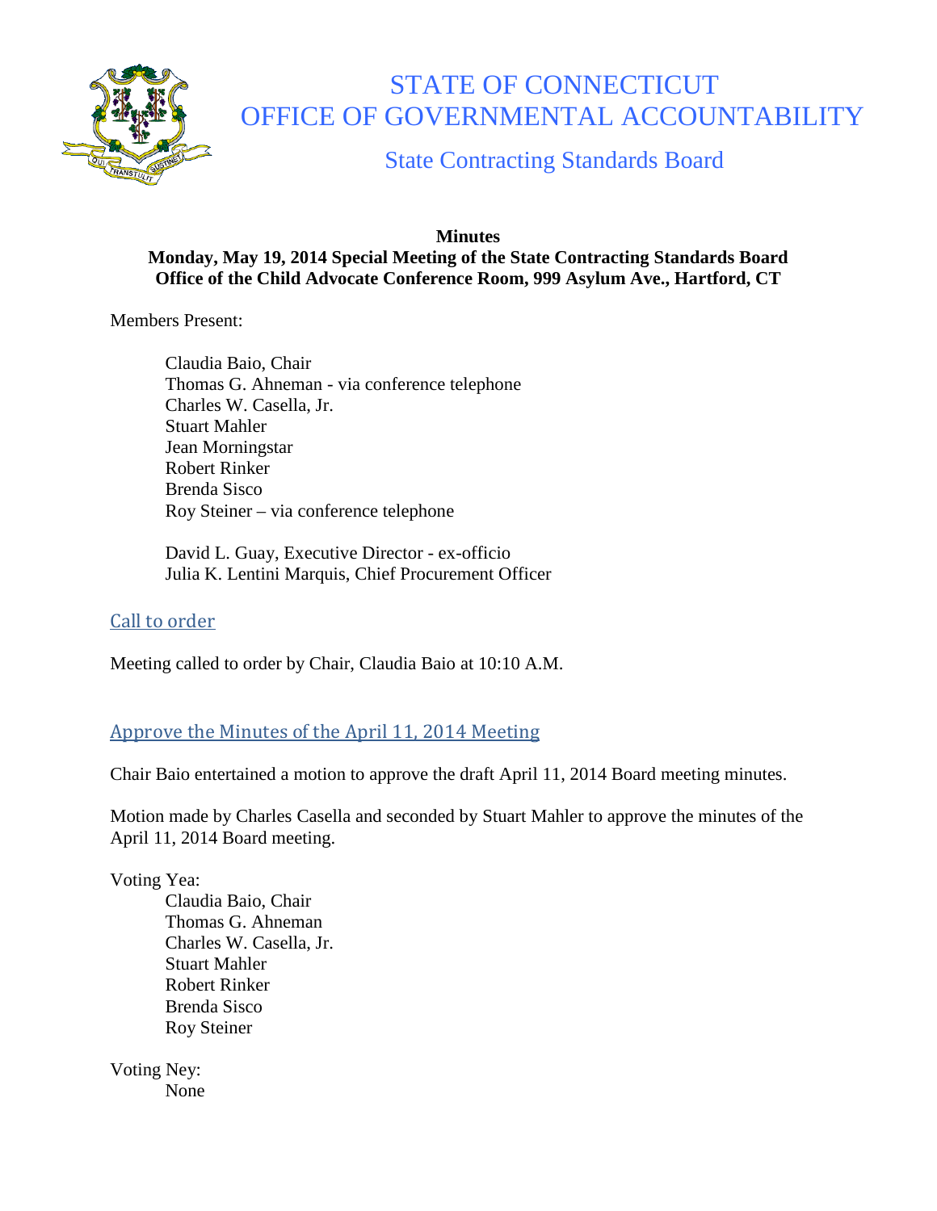# STATE OF CONNECTICUT
# OFFICE OF GOVERNMENTAL ACCOUNTABILITY

## State Contracting Standards Board

**Minutes**
**Monday, May 19, 2014 Special Meeting of the State Contracting Standards Board**
**Office of the Child Advocate Conference Room, 999 Asylum Ave., Hartford, CT**

Members Present:

Claudia Baio, Chair
Thomas G. Ahneman - via conference telephone
Charles W. Casella, Jr.
Stuart Mahler
Jean Morningstar
Robert Rinker
Brenda Sisco
Roy Steiner – via conference telephone

David L. Guay, Executive Director - ex-officio
Julia K. Lentini Marquis, Chief Procurement Officer

### Call to order

Meeting called to order by Chair, Claudia Baio at 10:10 A.M.

### Approve the Minutes of the April 11, 2014 Meeting

Chair Baio entertained a motion to approve the draft April 11, 2014 Board meeting minutes.

Motion made by Charles Casella and seconded by Stuart Mahler to approve the minutes of the April 11, 2014 Board meeting.

Voting Yea:
Claudia Baio, Chair
Thomas G. Ahneman
Charles W. Casella, Jr.
Stuart Mahler
Robert Rinker
Brenda Sisco
Roy Steiner

Voting Ney:
None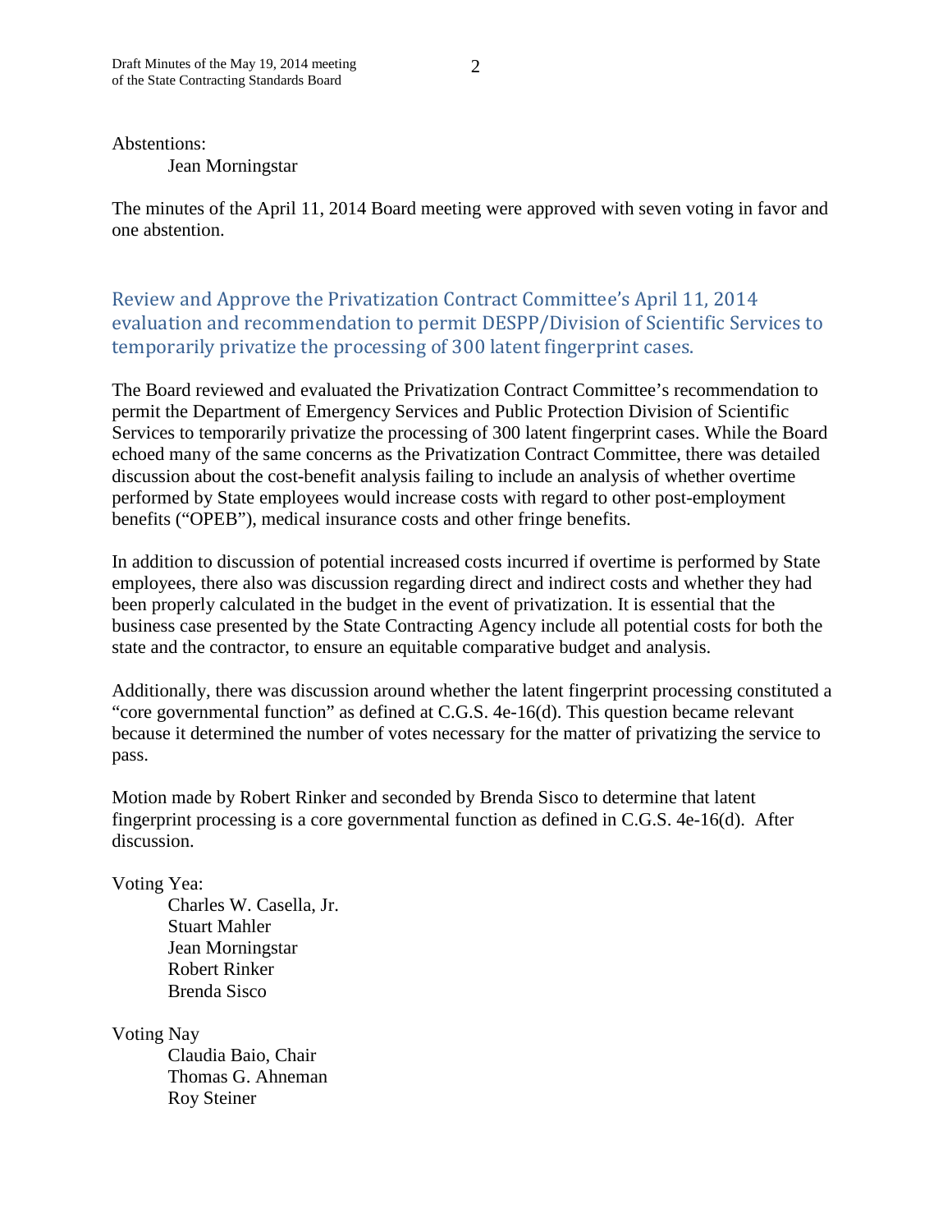Abstentions:

Jean Morningstar

The minutes of the April 11, 2014 Board meeting were approved with seven voting in favor and one abstention.

## Review and Approve the Privatization Contract Committee's April 11, 2014 evaluation and recommendation to permit DESPP/Division of Scientific Services to temporarily privatize the processing of 300 latent fingerprint cases.

The Board reviewed and evaluated the Privatization Contract Committee's recommendation to permit the Department of Emergency Services and Public Protection Division of Scientific Services to temporarily privatize the processing of 300 latent fingerprint cases. While the Board echoed many of the same concerns as the Privatization Contract Committee, there was detailed discussion about the cost-benefit analysis failing to include an analysis of whether overtime performed by State employees would increase costs with regard to other post-employment benefits ("OPEB"), medical insurance costs and other fringe benefits.

In addition to discussion of potential increased costs incurred if overtime is performed by State employees, there also was discussion regarding direct and indirect costs and whether they had been properly calculated in the budget in the event of privatization. It is essential that the business case presented by the State Contracting Agency include all potential costs for both the state and the contractor, to ensure an equitable comparative budget and analysis.

Additionally, there was discussion around whether the latent fingerprint processing constituted a "core governmental function" as defined at C.G.S. 4e-16(d). This question became relevant because it determined the number of votes necessary for the matter of privatizing the service to pass.

Motion made by Robert Rinker and seconded by Brenda Sisco to determine that latent fingerprint processing is a core governmental function as defined in C.G.S. 4e-16(d). After discussion.

Voting Yea:

Charles W. Casella, Jr.
Stuart Mahler
Jean Morningstar
Robert Rinker
Brenda Sisco

Voting Nay

Claudia Baio, Chair
Thomas G. Ahneman
Roy Steiner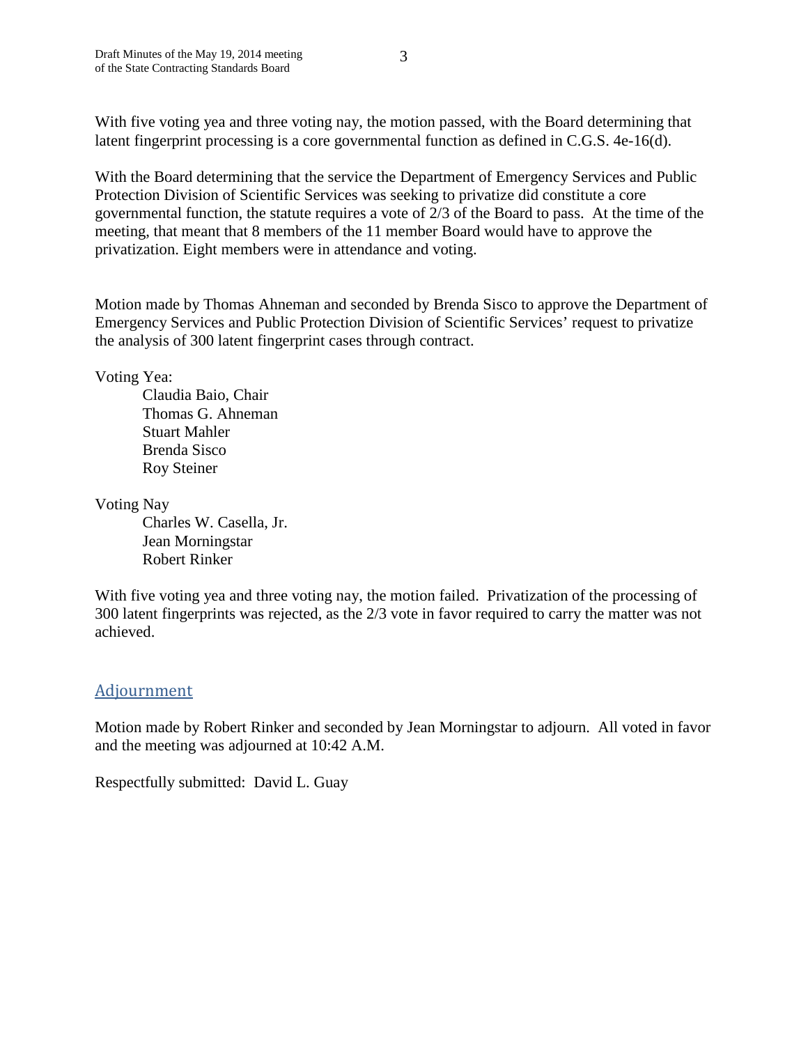With five voting yea and three voting nay, the motion passed, with the Board determining that latent fingerprint processing is a core governmental function as defined in C.G.S. 4e-16(d).

With the Board determining that the service the Department of Emergency Services and Public Protection Division of Scientific Services was seeking to privatize did constitute a core governmental function, the statute requires a vote of 2/3 of the Board to pass. At the time of the meeting, that meant that 8 members of the 11 member Board would have to approve the privatization. Eight members were in attendance and voting.

Motion made by Thomas Ahneman and seconded by Brenda Sisco to approve the Department of Emergency Services and Public Protection Division of Scientific Services' request to privatize the analysis of 300 latent fingerprint cases through contract.

Voting Yea:

- Claudia Baio, Chair
- Thomas G. Ahneman
- Stuart Mahler
- Brenda Sisco
- Roy Steiner

Voting Nay

- Charles W. Casella, Jr.
- Jean Morningstar
- Robert Rinker

With five voting yea and three voting nay, the motion failed. Privatization of the processing of 300 latent fingerprints was rejected, as the 2/3 vote in favor required to carry the matter was not achieved.

## Adjournment

Motion made by Robert Rinker and seconded by Jean Morningstar to adjourn. All voted in favor and the meeting was adjourned at 10:42 A.M.

Respectfully submitted: David L. Guay